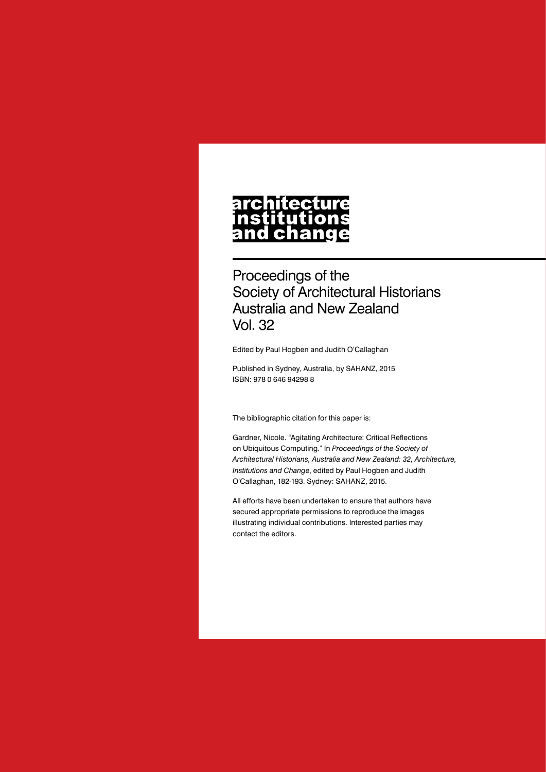# architecture institutions and change

Proceedings of the
Society of Architectural Historians
Australia and New Zealand
Vol. 32

Edited by Paul Hogben and Judith O'Callaghan

Published in Sydney, Australia, by SAHANZ, 2015
ISBN: 978 0 646 94298 8

The bibliographic citation for this paper is:

Gardner, Nicole. "Agitating Architecture: Critical Reflections on Ubiquitous Computing." In *Proceedings of the Society of Architectural Historians, Australia and New Zealand: 32, Architecture, Institutions and Change*, edited by Paul Hogben and Judith O'Callaghan, 182-193. Sydney: SAHANZ, 2015.

All efforts have been undertaken to ensure that authors have secured appropriate permissions to reproduce the images illustrating individual contributions. Interested parties may contact the editors.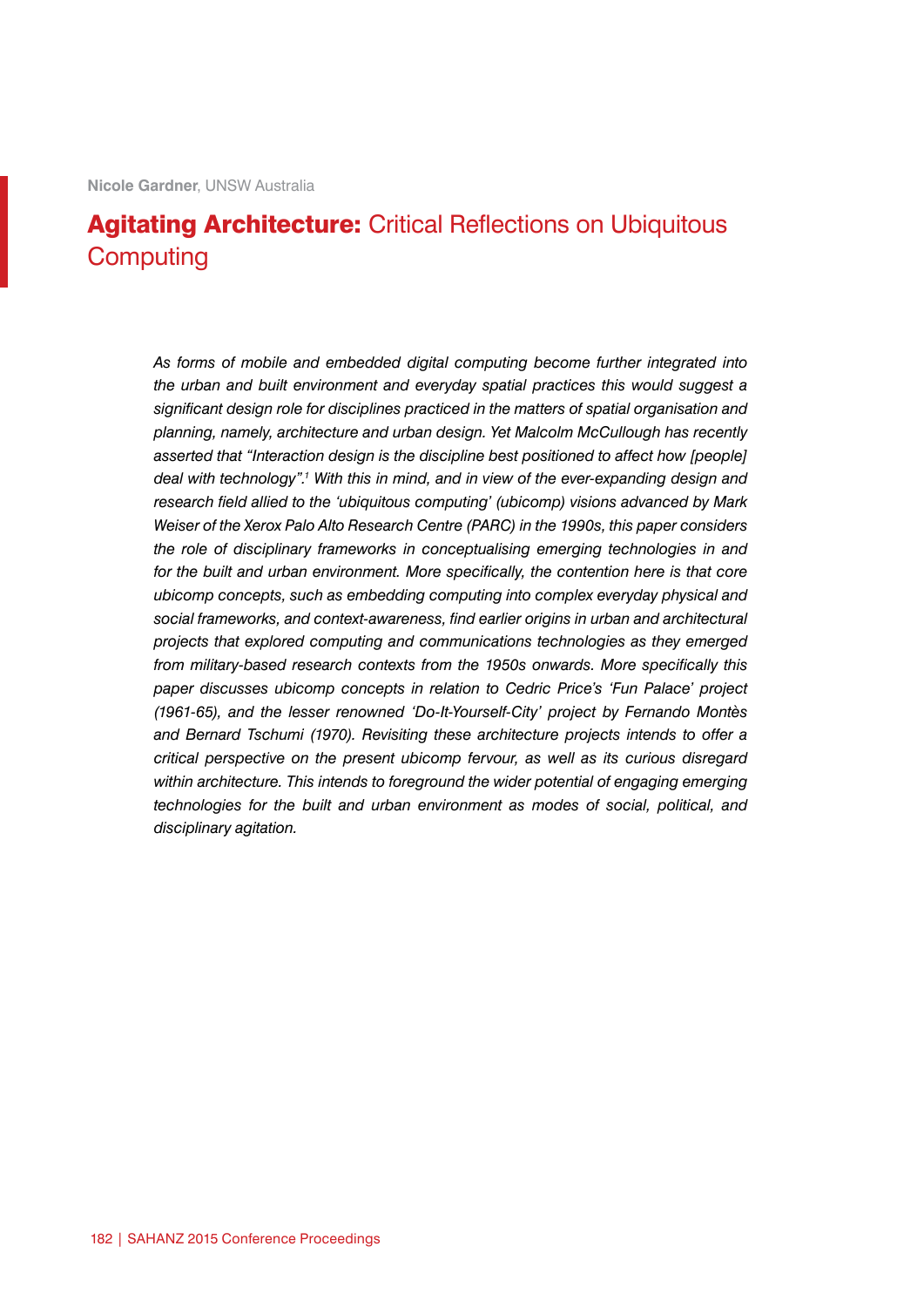Nicole Gardner, UNSW Australia

# **Agitating Architecture:** Critical Reflections on Ubiquitous Computing

*As forms of mobile and embedded digital computing become further integrated into the urban and built environment and everyday spatial practices this would suggest a significant design role for disciplines practiced in the matters of spatial organisation and planning, namely, architecture and urban design. Yet Malcolm McCullough has recently asserted that "Interaction design is the discipline best positioned to affect how [people] deal with technology".[1] With this in mind, and in view of the ever-expanding design and research field allied to the 'ubiquitous computing' (ubicomp) visions advanced by Mark Weiser of the Xerox Palo Alto Research Centre (PARC) in the 1990s, this paper considers the role of disciplinary frameworks in conceptualising emerging technologies in and for the built and urban environment. More specifically, the contention here is that core ubicomp concepts, such as embedding computing into complex everyday physical and social frameworks, and context-awareness, find earlier origins in urban and architectural projects that explored computing and communications technologies as they emerged from military-based research contexts from the 1950s onwards. More specifically this paper discusses ubicomp concepts in relation to Cedric Price's 'Fun Palace' project (1961-65), and the lesser renowned 'Do-It-Yourself-City' project by Fernando Montès and Bernard Tschumi (1970). Revisiting these architecture projects intends to offer a critical perspective on the present ubicomp fervour, as well as its curious disregard within architecture. This intends to foreground the wider potential of engaging emerging technologies for the built and urban environment as modes of social, political, and disciplinary agitation.*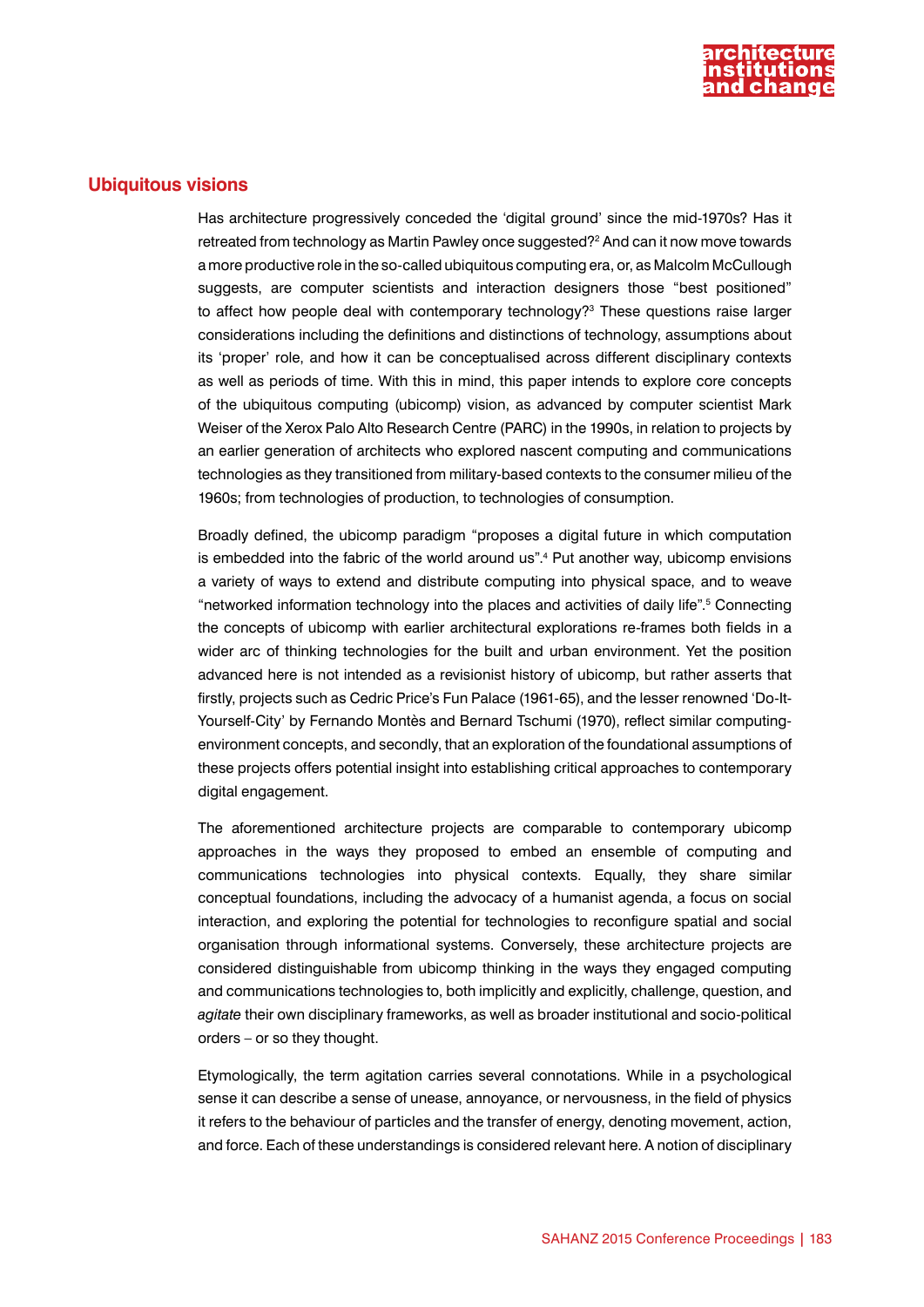## Ubiquitous visions

Has architecture progressively conceded the 'digital ground' since the mid-1970s? Has it retreated from technology as Martin Pawley once suggested?[2] And can it now move towards a more productive role in the so-called ubiquitous computing era, or, as Malcolm McCullough suggests, are computer scientists and interaction designers those "best positioned" to affect how people deal with contemporary technology?[3] These questions raise larger considerations including the definitions and distinctions of technology, assumptions about its 'proper' role, and how it can be conceptualised across different disciplinary contexts as well as periods of time. With this in mind, this paper intends to explore core concepts of the ubiquitous computing (ubicomp) vision, as advanced by computer scientist Mark Weiser of the Xerox Palo Alto Research Centre (PARC) in the 1990s, in relation to projects by an earlier generation of architects who explored nascent computing and communications technologies as they transitioned from military-based contexts to the consumer milieu of the 1960s; from technologies of production, to technologies of consumption.

Broadly defined, the ubicomp paradigm "proposes a digital future in which computation is embedded into the fabric of the world around us".[4] Put another way, ubicomp envisions a variety of ways to extend and distribute computing into physical space, and to weave "networked information technology into the places and activities of daily life".[5] Connecting the concepts of ubicomp with earlier architectural explorations re-frames both fields in a wider arc of thinking technologies for the built and urban environment. Yet the position advanced here is not intended as a revisionist history of ubicomp, but rather asserts that firstly, projects such as Cedric Price's Fun Palace (1961-65), and the lesser renowned 'Do-It-Yourself-City' by Fernando Montès and Bernard Tschumi (1970), reflect similar computing-environment concepts, and secondly, that an exploration of the foundational assumptions of these projects offers potential insight into establishing critical approaches to contemporary digital engagement.

The aforementioned architecture projects are comparable to contemporary ubicomp approaches in the ways they proposed to embed an ensemble of computing and communications technologies into physical contexts. Equally, they share similar conceptual foundations, including the advocacy of a humanist agenda, a focus on social interaction, and exploring the potential for technologies to reconfigure spatial and social organisation through informational systems. Conversely, these architecture projects are considered distinguishable from ubicomp thinking in the ways they engaged computing and communications technologies to, both implicitly and explicitly, challenge, question, and *agitate* their own disciplinary frameworks, as well as broader institutional and socio-political orders – or so they thought.

Etymologically, the term agitation carries several connotations. While in a psychological sense it can describe a sense of unease, annoyance, or nervousness, in the field of physics it refers to the behaviour of particles and the transfer of energy, denoting movement, action, and force. Each of these understandings is considered relevant here. A notion of disciplinary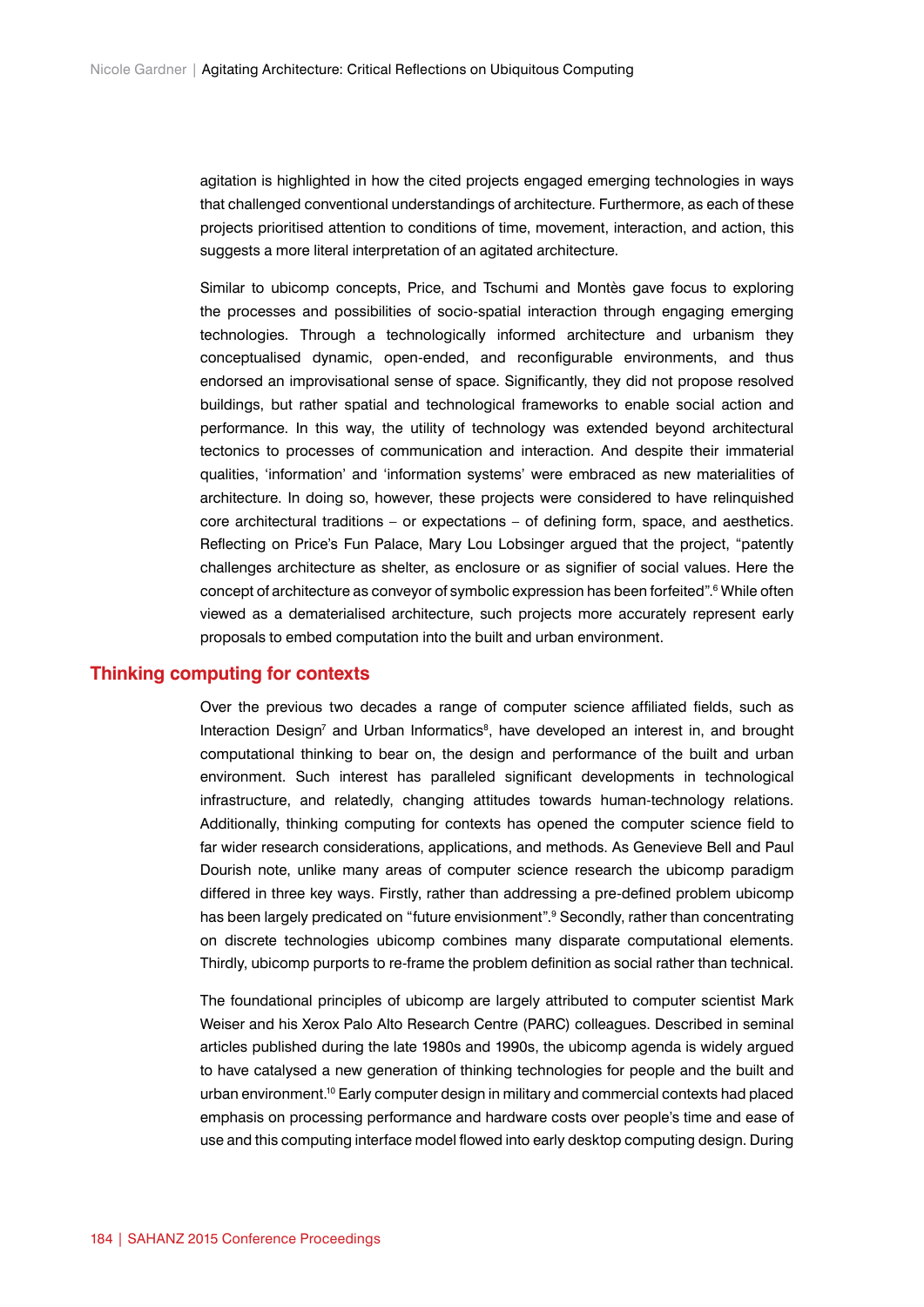agitation is highlighted in how the cited projects engaged emerging technologies in ways that challenged conventional understandings of architecture. Furthermore, as each of these projects prioritised attention to conditions of time, movement, interaction, and action, this suggests a more literal interpretation of an agitated architecture.

Similar to ubicomp concepts, Price, and Tschumi and Montès gave focus to exploring the processes and possibilities of socio-spatial interaction through engaging emerging technologies. Through a technologically informed architecture and urbanism they conceptualised dynamic, open-ended, and reconfigurable environments, and thus endorsed an improvisational sense of space. Significantly, they did not propose resolved buildings, but rather spatial and technological frameworks to enable social action and performance. In this way, the utility of technology was extended beyond architectural tectonics to processes of communication and interaction. And despite their immaterial qualities, 'information' and 'information systems' were embraced as new materialities of architecture. In doing so, however, these projects were considered to have relinquished core architectural traditions – or expectations – of defining form, space, and aesthetics. Reflecting on Price's Fun Palace, Mary Lou Lobsinger argued that the project, "patently challenges architecture as shelter, as enclosure or as signifier of social values. Here the concept of architecture as conveyor of symbolic expression has been forfeited".[6] While often viewed as a dematerialised architecture, such projects more accurately represent early proposals to embed computation into the built and urban environment.

## Thinking computing for contexts

Over the previous two decades a range of computer science affiliated fields, such as Interaction Design[7] and Urban Informatics[8], have developed an interest in, and brought computational thinking to bear on, the design and performance of the built and urban environment. Such interest has paralleled significant developments in technological infrastructure, and relatedly, changing attitudes towards human-technology relations. Additionally, thinking computing for contexts has opened the computer science field to far wider research considerations, applications, and methods. As Genevieve Bell and Paul Dourish note, unlike many areas of computer science research the ubicomp paradigm differed in three key ways. Firstly, rather than addressing a pre-defined problem ubicomp has been largely predicated on "future envisionment".[9] Secondly, rather than concentrating on discrete technologies ubicomp combines many disparate computational elements. Thirdly, ubicomp purports to re-frame the problem definition as social rather than technical.

The foundational principles of ubicomp are largely attributed to computer scientist Mark Weiser and his Xerox Palo Alto Research Centre (PARC) colleagues. Described in seminal articles published during the late 1980s and 1990s, the ubicomp agenda is widely argued to have catalysed a new generation of thinking technologies for people and the built and urban environment.[10] Early computer design in military and commercial contexts had placed emphasis on processing performance and hardware costs over people's time and ease of use and this computing interface model flowed into early desktop computing design. During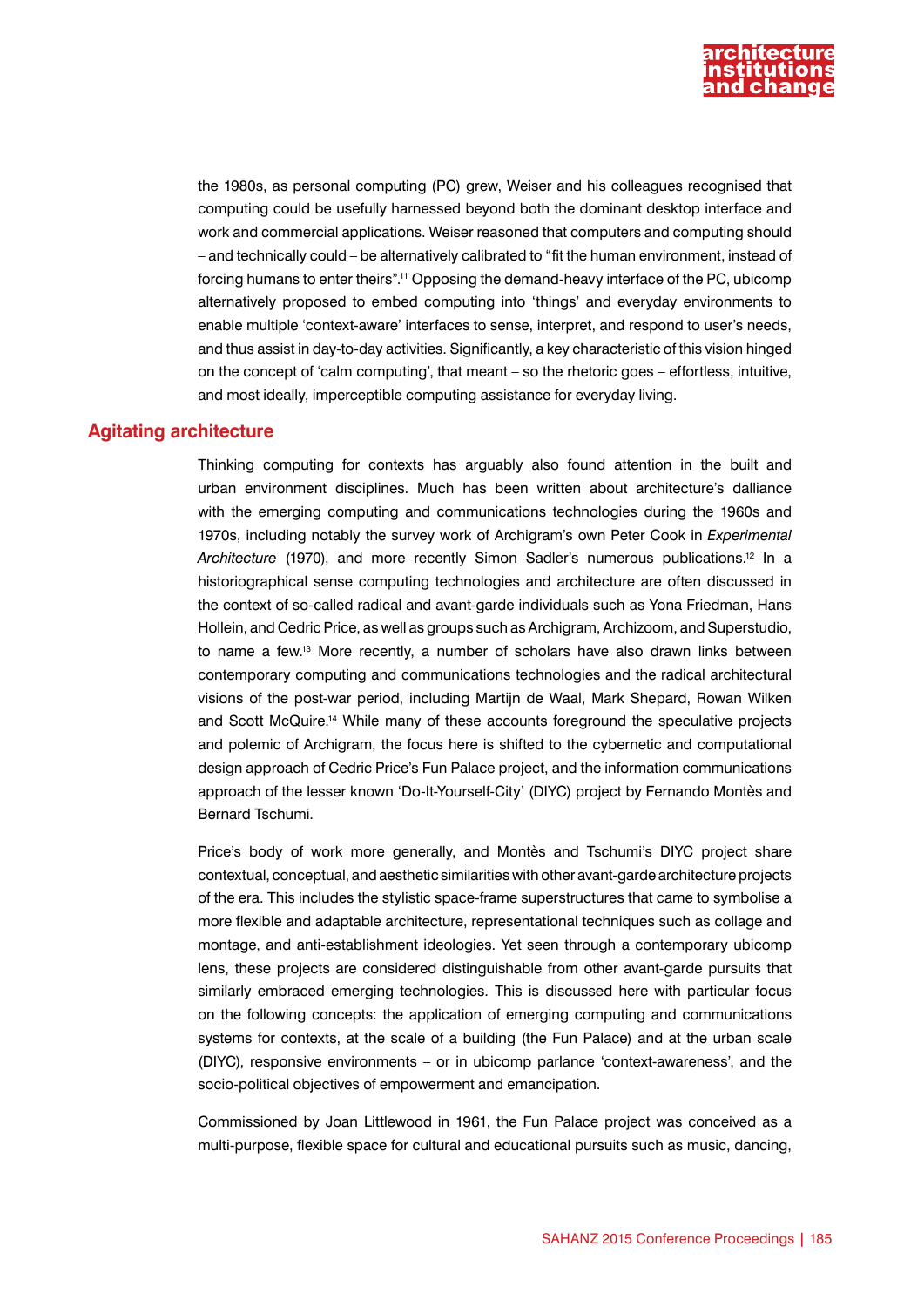the 1980s, as personal computing (PC) grew, Weiser and his colleagues recognised that computing could be usefully harnessed beyond both the dominant desktop interface and work and commercial applications. Weiser reasoned that computers and computing should – and technically could – be alternatively calibrated to "fit the human environment, instead of forcing humans to enter theirs".[11] Opposing the demand-heavy interface of the PC, ubicomp alternatively proposed to embed computing into 'things' and everyday environments to enable multiple 'context-aware' interfaces to sense, interpret, and respond to user's needs, and thus assist in day-to-day activities. Significantly, a key characteristic of this vision hinged on the concept of 'calm computing', that meant – so the rhetoric goes – effortless, intuitive, and most ideally, imperceptible computing assistance for everyday living.

## Agitating architecture

Thinking computing for contexts has arguably also found attention in the built and urban environment disciplines. Much has been written about architecture's dalliance with the emerging computing and communications technologies during the 1960s and 1970s, including notably the survey work of Archigram's own Peter Cook in *Experimental Architecture* (1970), and more recently Simon Sadler's numerous publications.[12] In a historiographical sense computing technologies and architecture are often discussed in the context of so-called radical and avant-garde individuals such as Yona Friedman, Hans Hollein, and Cedric Price, as well as groups such as Archigram, Archizoom, and Superstudio, to name a few.[13] More recently, a number of scholars have also drawn links between contemporary computing and communications technologies and the radical architectural visions of the post-war period, including Martijn de Waal, Mark Shepard, Rowan Wilken and Scott McQuire.[14] While many of these accounts foreground the speculative projects and polemic of Archigram, the focus here is shifted to the cybernetic and computational design approach of Cedric Price's Fun Palace project, and the information communications approach of the lesser known 'Do-It-Yourself-City' (DIYC) project by Fernando Montès and Bernard Tschumi.

Price's body of work more generally, and Montès and Tschumi's DIYC project share contextual, conceptual, and aesthetic similarities with other avant-garde architecture projects of the era. This includes the stylistic space-frame superstructures that came to symbolise a more flexible and adaptable architecture, representational techniques such as collage and montage, and anti-establishment ideologies. Yet seen through a contemporary ubicomp lens, these projects are considered distinguishable from other avant-garde pursuits that similarly embraced emerging technologies. This is discussed here with particular focus on the following concepts: the application of emerging computing and communications systems for contexts, at the scale of a building (the Fun Palace) and at the urban scale (DIYC), responsive environments – or in ubicomp parlance 'context-awareness', and the socio-political objectives of empowerment and emancipation.

Commissioned by Joan Littlewood in 1961, the Fun Palace project was conceived as a multi-purpose, flexible space for cultural and educational pursuits such as music, dancing,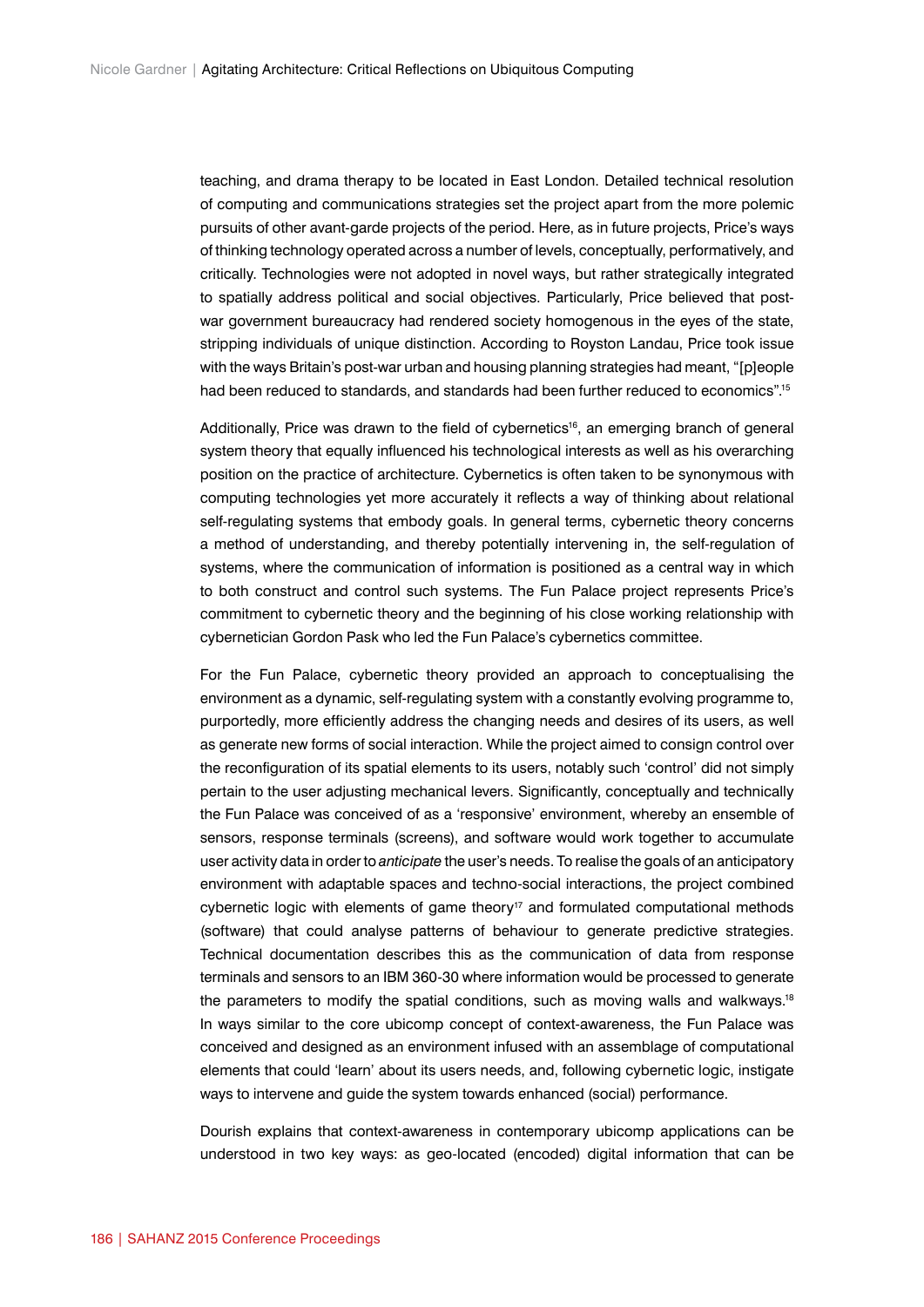teaching, and drama therapy to be located in East London. Detailed technical resolution of computing and communications strategies set the project apart from the more polemic pursuits of other avant-garde projects of the period. Here, as in future projects, Price's ways of thinking technology operated across a number of levels, conceptually, performatively, and critically. Technologies were not adopted in novel ways, but rather strategically integrated to spatially address political and social objectives. Particularly, Price believed that post-war government bureaucracy had rendered society homogenous in the eyes of the state, stripping individuals of unique distinction. According to Royston Landau, Price took issue with the ways Britain's post-war urban and housing planning strategies had meant, "[p]eople had been reduced to standards, and standards had been further reduced to economics".[15]

Additionally, Price was drawn to the field of cybernetics[16], an emerging branch of general system theory that equally influenced his technological interests as well as his overarching position on the practice of architecture. Cybernetics is often taken to be synonymous with computing technologies yet more accurately it reflects a way of thinking about relational self-regulating systems that embody goals. In general terms, cybernetic theory concerns a method of understanding, and thereby potentially intervening in, the self-regulation of systems, where the communication of information is positioned as a central way in which to both construct and control such systems. The Fun Palace project represents Price's commitment to cybernetic theory and the beginning of his close working relationship with cybernetician Gordon Pask who led the Fun Palace's cybernetics committee.

For the Fun Palace, cybernetic theory provided an approach to conceptualising the environment as a dynamic, self-regulating system with a constantly evolving programme to, purportedly, more efficiently address the changing needs and desires of its users, as well as generate new forms of social interaction. While the project aimed to consign control over the reconfiguration of its spatial elements to its users, notably such 'control' did not simply pertain to the user adjusting mechanical levers. Significantly, conceptually and technically the Fun Palace was conceived of as a 'responsive' environment, whereby an ensemble of sensors, response terminals (screens), and software would work together to accumulate user activity data in order to *anticipate* the user's needs. To realise the goals of an anticipatory environment with adaptable spaces and techno-social interactions, the project combined cybernetic logic with elements of game theory[17] and formulated computational methods (software) that could analyse patterns of behaviour to generate predictive strategies. Technical documentation describes this as the communication of data from response terminals and sensors to an IBM 360-30 where information would be processed to generate the parameters to modify the spatial conditions, such as moving walls and walkways.[18] In ways similar to the core ubicomp concept of context-awareness, the Fun Palace was conceived and designed as an environment infused with an assemblage of computational elements that could 'learn' about its users needs, and, following cybernetic logic, instigate ways to intervene and guide the system towards enhanced (social) performance.

Dourish explains that context-awareness in contemporary ubicomp applications can be understood in two key ways: as geo-located (encoded) digital information that can be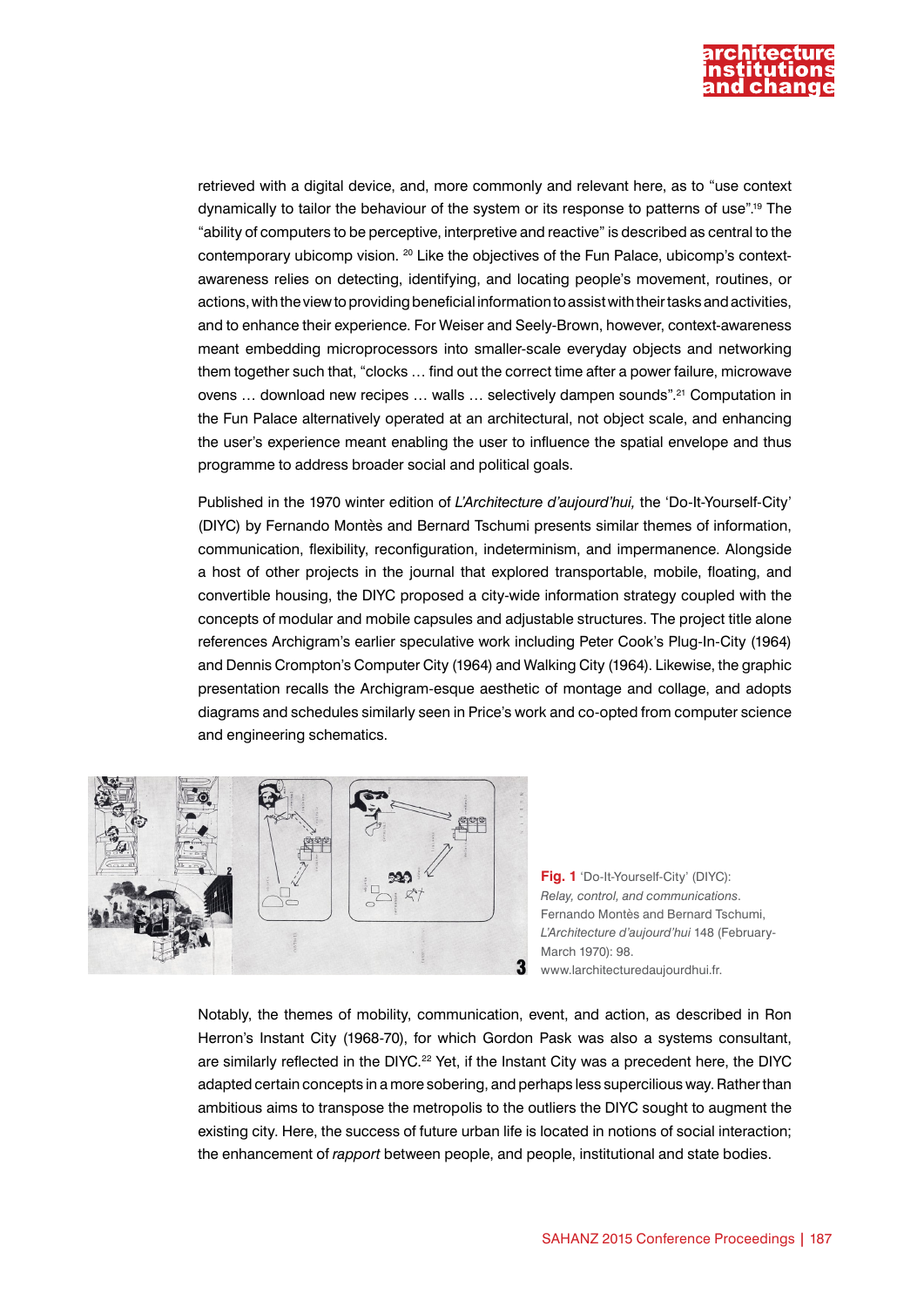retrieved with a digital device, and, more commonly and relevant here, as to "use context dynamically to tailor the behaviour of the system or its response to patterns of use".[19] The "ability of computers to be perceptive, interpretive and reactive" is described as central to the contemporary ubicomp vision. [20] Like the objectives of the Fun Palace, ubicomp's context-awareness relies on detecting, identifying, and locating people's movement, routines, or actions, with the view to providing beneficial information to assist with their tasks and activities, and to enhance their experience. For Weiser and Seely-Brown, however, context-awareness meant embedding microprocessors into smaller-scale everyday objects and networking them together such that, "clocks … find out the correct time after a power failure, microwave ovens … download new recipes … walls … selectively dampen sounds".[21] Computation in the Fun Palace alternatively operated at an architectural, not object scale, and enhancing the user's experience meant enabling the user to influence the spatial envelope and thus programme to address broader social and political goals.

Published in the 1970 winter edition of *L'Architecture d'aujourd'hui,* the 'Do-It-Yourself-City' (DIYC) by Fernando Montès and Bernard Tschumi presents similar themes of information, communication, flexibility, reconfiguration, indeterminism, and impermanence. Alongside a host of other projects in the journal that explored transportable, mobile, floating, and convertible housing, the DIYC proposed a city-wide information strategy coupled with the concepts of modular and mobile capsules and adjustable structures. The project title alone references Archigram's earlier speculative work including Peter Cook's Plug-In-City (1964) and Dennis Crompton's Computer City (1964) and Walking City (1964). Likewise, the graphic presentation recalls the Archigram-esque aesthetic of montage and collage, and adopts diagrams and schedules similarly seen in Price's work and co-opted from computer science and engineering schematics.

**Fig. 1** 'Do-It-Yourself-City' (DIYC): *Relay, control, and communications*. Fernando Montès and Bernard Tschumi, *L'Architecture d'aujourd'hui* 148 (February-March 1970): 98. www.larchitecturedaujourdhui.fr.

Notably, the themes of mobility, communication, event, and action, as described in Ron Herron's Instant City (1968-70), for which Gordon Pask was also a systems consultant, are similarly reflected in the DIYC.[22] Yet, if the Instant City was a precedent here, the DIYC adapted certain concepts in a more sobering, and perhaps less supercilious way. Rather than ambitious aims to transpose the metropolis to the outliers the DIYC sought to augment the existing city. Here, the success of future urban life is located in notions of social interaction; the enhancement of *rapport* between people, and people, institutional and state bodies.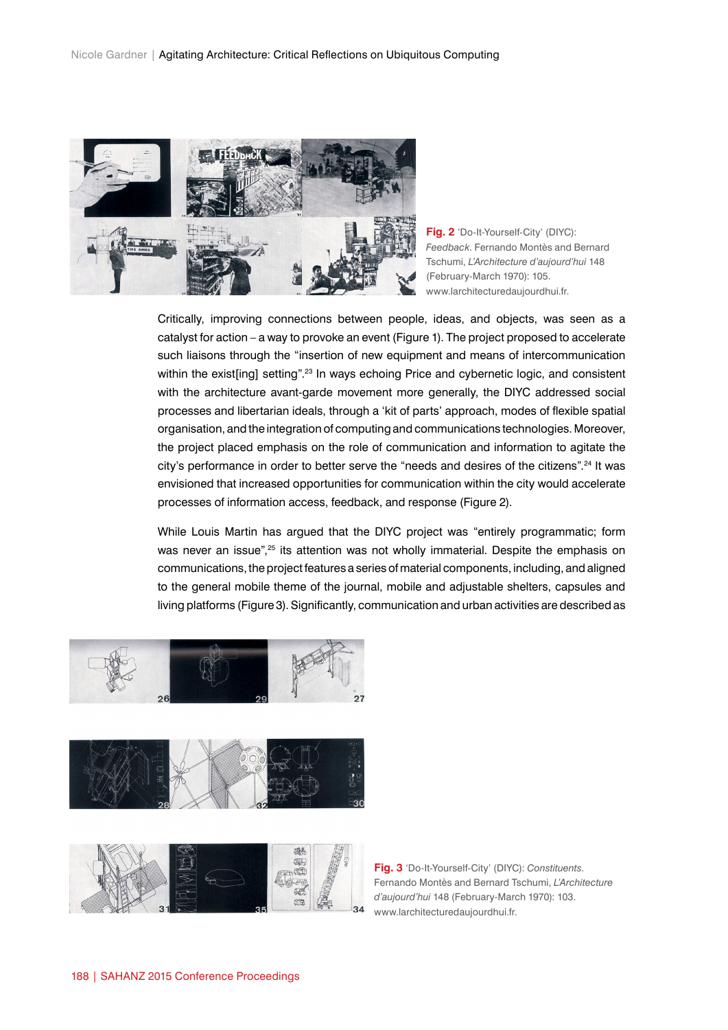**Fig. 2** 'Do-It-Yourself-City' (DIYC): *Feedback*. Fernando Montès and Bernard Tschumi, *L'Architecture d'aujourd'hui* 148 (February-March 1970): 105. www.larchitecturedaujourdhui.fr.

Critically, improving connections between people, ideas, and objects, was seen as a catalyst for action – a way to provoke an event (Figure 1). The project proposed to accelerate such liaisons through the "insertion of new equipment and means of intercommunication within the exist[ing] setting".[23] In ways echoing Price and cybernetic logic, and consistent with the architecture avant-garde movement more generally, the DIYC addressed social processes and libertarian ideals, through a 'kit of parts' approach, modes of flexible spatial organisation, and the integration of computing and communications technologies. Moreover, the project placed emphasis on the role of communication and information to agitate the city's performance in order to better serve the "needs and desires of the citizens".[24] It was envisioned that increased opportunities for communication within the city would accelerate processes of information access, feedback, and response (Figure 2).

While Louis Martin has argued that the DIYC project was "entirely programmatic; form was never an issue",[25] its attention was not wholly immaterial. Despite the emphasis on communications, the project features a series of material components, including, and aligned to the general mobile theme of the journal, mobile and adjustable shelters, capsules and living platforms (Figure 3). Significantly, communication and urban activities are described as

**Fig. 3** 'Do-It-Yourself-City' (DIYC): *Constituents*. Fernando Montès and Bernard Tschumi, *L'Architecture d'aujourd'hui* 148 (February-March 1970): 103. www.larchitecturedaujourdhui.fr.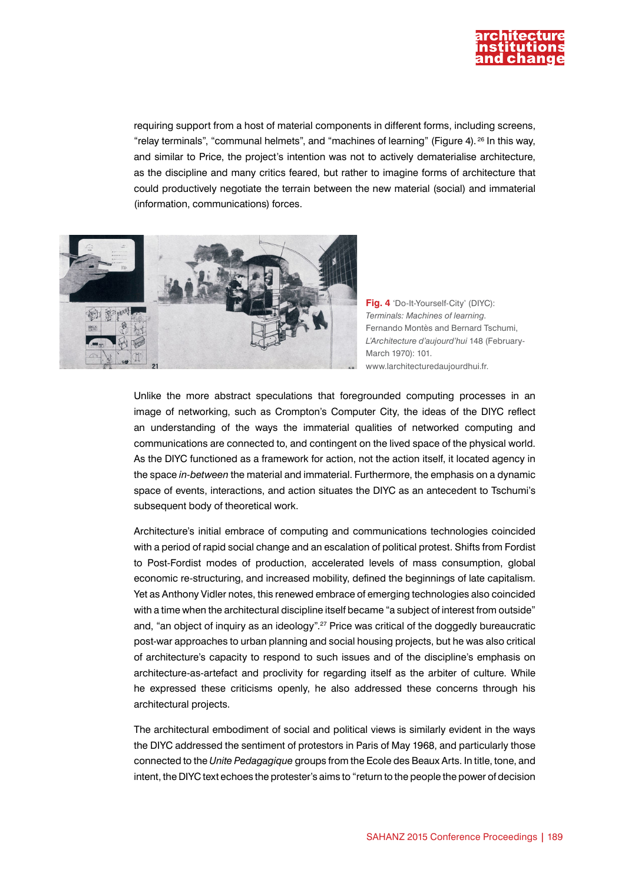requiring support from a host of material components in different forms, including screens, "relay terminals", "communal helmets", and "machines of learning" (Figure 4).[26] In this way, and similar to Price, the project's intention was not to actively dematerialise architecture, as the discipline and many critics feared, but rather to imagine forms of architecture that could productively negotiate the terrain between the new material (social) and immaterial (information, communications) forces.

**Fig. 4** 'Do-It-Yourself-City' (DIYC): *Terminals: Machines of learning*. Fernando Montès and Bernard Tschumi, *L'Architecture d'aujourd'hui* 148 (February-March 1970): 101. www.larchitecturedaujourdhui.fr.

Unlike the more abstract speculations that foregrounded computing processes in an image of networking, such as Crompton's Computer City, the ideas of the DIYC reflect an understanding of the ways the immaterial qualities of networked computing and communications are connected to, and contingent on the lived space of the physical world. As the DIYC functioned as a framework for action, not the action itself, it located agency in the space *in-between* the material and immaterial. Furthermore, the emphasis on a dynamic space of events, interactions, and action situates the DIYC as an antecedent to Tschumi's subsequent body of theoretical work.

Architecture's initial embrace of computing and communications technologies coincided with a period of rapid social change and an escalation of political protest. Shifts from Fordist to Post-Fordist modes of production, accelerated levels of mass consumption, global economic re-structuring, and increased mobility, defined the beginnings of late capitalism. Yet as Anthony Vidler notes, this renewed embrace of emerging technologies also coincided with a time when the architectural discipline itself became "a subject of interest from outside" and, "an object of inquiry as an ideology".[27] Price was critical of the doggedly bureaucratic post-war approaches to urban planning and social housing projects, but he was also critical of architecture's capacity to respond to such issues and of the discipline's emphasis on architecture-as-artefact and proclivity for regarding itself as the arbiter of culture. While he expressed these criticisms openly, he also addressed these concerns through his architectural projects.

The architectural embodiment of social and political views is similarly evident in the ways the DIYC addressed the sentiment of protestors in Paris of May 1968, and particularly those connected to the *Unite Pedagagique* groups from the Ecole des Beaux Arts. In title, tone, and intent, the DIYC text echoes the protester's aims to "return to the people the power of decision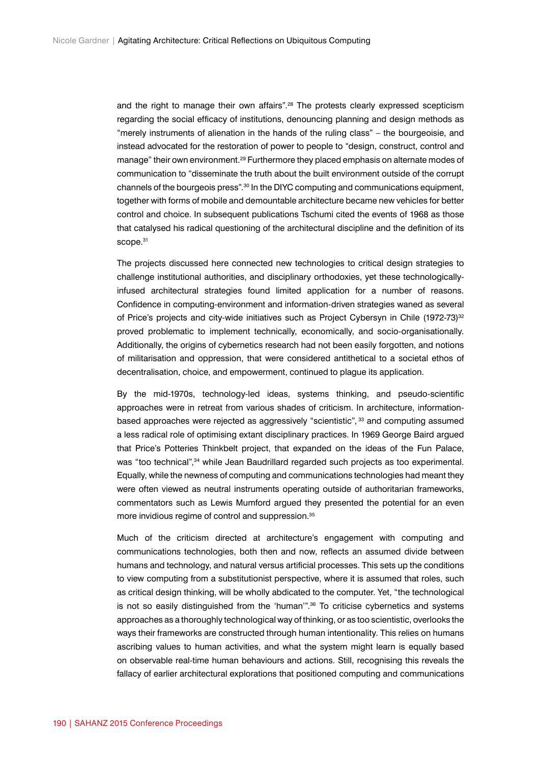and the right to manage their own affairs".[28] The protests clearly expressed scepticism regarding the social efficacy of institutions, denouncing planning and design methods as "merely instruments of alienation in the hands of the ruling class" – the bourgeoisie, and instead advocated for the restoration of power to people to "design, construct, control and manage" their own environment.[29] Furthermore they placed emphasis on alternate modes of communication to "disseminate the truth about the built environment outside of the corrupt channels of the bourgeois press".[30] In the DIYC computing and communications equipment, together with forms of mobile and demountable architecture became new vehicles for better control and choice. In subsequent publications Tschumi cited the events of 1968 as those that catalysed his radical questioning of the architectural discipline and the definition of its scope.[31]

The projects discussed here connected new technologies to critical design strategies to challenge institutional authorities, and disciplinary orthodoxies, yet these technologically-infused architectural strategies found limited application for a number of reasons. Confidence in computing-environment and information-driven strategies waned as several of Price's projects and city-wide initiatives such as Project Cybersyn in Chile (1972-73)[32] proved problematic to implement technically, economically, and socio-organisationally. Additionally, the origins of cybernetics research had not been easily forgotten, and notions of militarisation and oppression, that were considered antithetical to a societal ethos of decentralisation, choice, and empowerment, continued to plague its application.

By the mid-1970s, technology-led ideas, systems thinking, and pseudo-scientific approaches were in retreat from various shades of criticism. In architecture, information-based approaches were rejected as aggressively "scientistic", [33] and computing assumed a less radical role of optimising extant disciplinary practices. In 1969 George Baird argued that Price's Potteries Thinkbelt project, that expanded on the ideas of the Fun Palace, was "too technical",[34] while Jean Baudrillard regarded such projects as too experimental. Equally, while the newness of computing and communications technologies had meant they were often viewed as neutral instruments operating outside of authoritarian frameworks, commentators such as Lewis Mumford argued they presented the potential for an even more invidious regime of control and suppression.[35]

Much of the criticism directed at architecture's engagement with computing and communications technologies, both then and now, reflects an assumed divide between humans and technology, and natural versus artificial processes. This sets up the conditions to view computing from a substitutionist perspective, where it is assumed that roles, such as critical design thinking, will be wholly abdicated to the computer. Yet, "the technological is not so easily distinguished from the 'human'".[36] To criticise cybernetics and systems approaches as a thoroughly technological way of thinking, or as too scientistic, overlooks the ways their frameworks are constructed through human intentionality. This relies on humans ascribing values to human activities, and what the system might learn is equally based on observable real-time human behaviours and actions. Still, recognising this reveals the fallacy of earlier architectural explorations that positioned computing and communications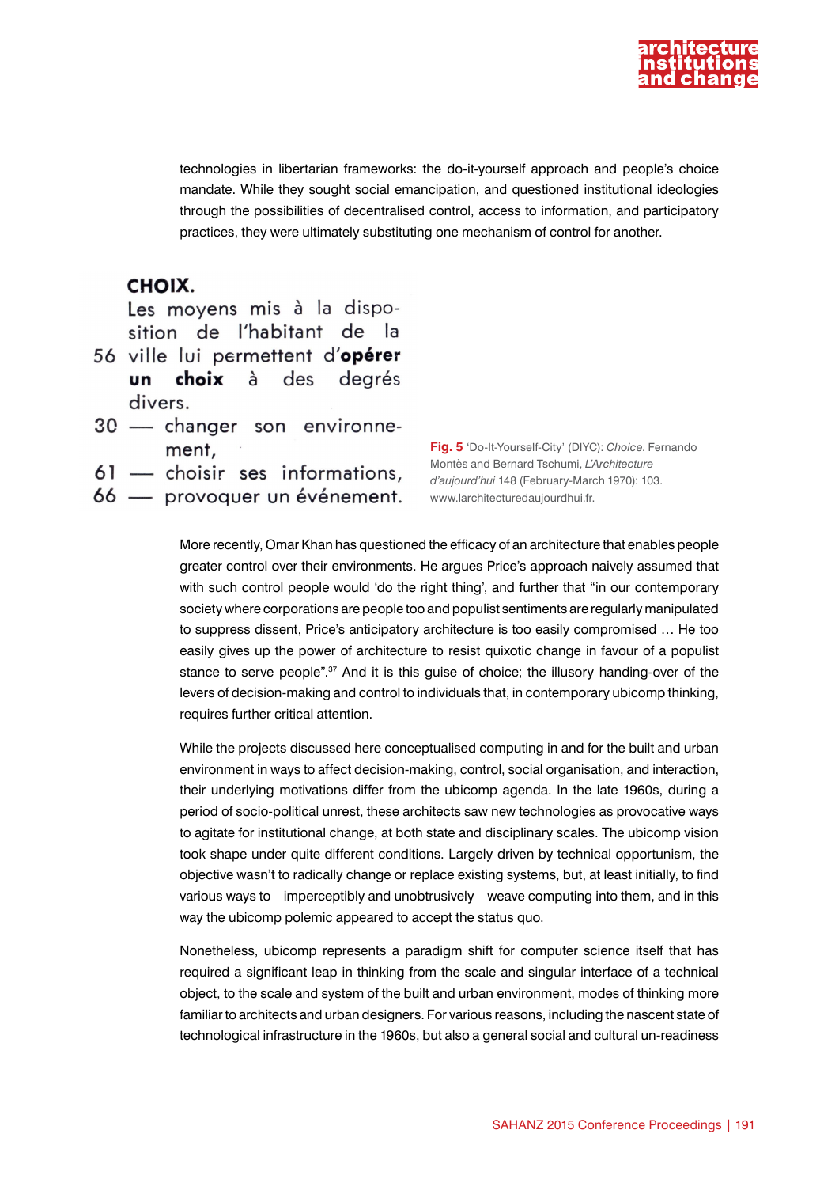technologies in libertarian frameworks: the do-it-yourself approach and people's choice mandate. While they sought social emancipation, and questioned institutional ideologies through the possibilities of decentralised control, access to information, and participatory practices, they were ultimately substituting one mechanism of control for another.

**CHOIX.**
Les moyens mis à la disposition de l'habitant de la
56 ville lui permettent d'**opérer un choix** à des degrés divers.
30 — changer son environnement,
61 — choisir ses informations,
66 — provoquer un événement.

**Fig. 5** 'Do-It-Yourself-City' (DIYC): *Choice*. Fernando Montès and Bernard Tschumi, *L'Architecture d'aujourd'hui* 148 (February-March 1970): 103. www.larchitecturedaujourdhui.fr.

More recently, Omar Khan has questioned the efficacy of an architecture that enables people greater control over their environments. He argues Price's approach naively assumed that with such control people would 'do the right thing', and further that "in our contemporary society where corporations are people too and populist sentiments are regularly manipulated to suppress dissent, Price's anticipatory architecture is too easily compromised … He too easily gives up the power of architecture to resist quixotic change in favour of a populist stance to serve people".[37] And it is this guise of choice; the illusory handing-over of the levers of decision-making and control to individuals that, in contemporary ubicomp thinking, requires further critical attention.

While the projects discussed here conceptualised computing in and for the built and urban environment in ways to affect decision-making, control, social organisation, and interaction, their underlying motivations differ from the ubicomp agenda. In the late 1960s, during a period of socio-political unrest, these architects saw new technologies as provocative ways to agitate for institutional change, at both state and disciplinary scales. The ubicomp vision took shape under quite different conditions. Largely driven by technical opportunism, the objective wasn't to radically change or replace existing systems, but, at least initially, to find various ways to – imperceptibly and unobtrusively – weave computing into them, and in this way the ubicomp polemic appeared to accept the status quo.

Nonetheless, ubicomp represents a paradigm shift for computer science itself that has required a significant leap in thinking from the scale and singular interface of a technical object, to the scale and system of the built and urban environment, modes of thinking more familiar to architects and urban designers. For various reasons, including the nascent state of technological infrastructure in the 1960s, but also a general social and cultural un-readiness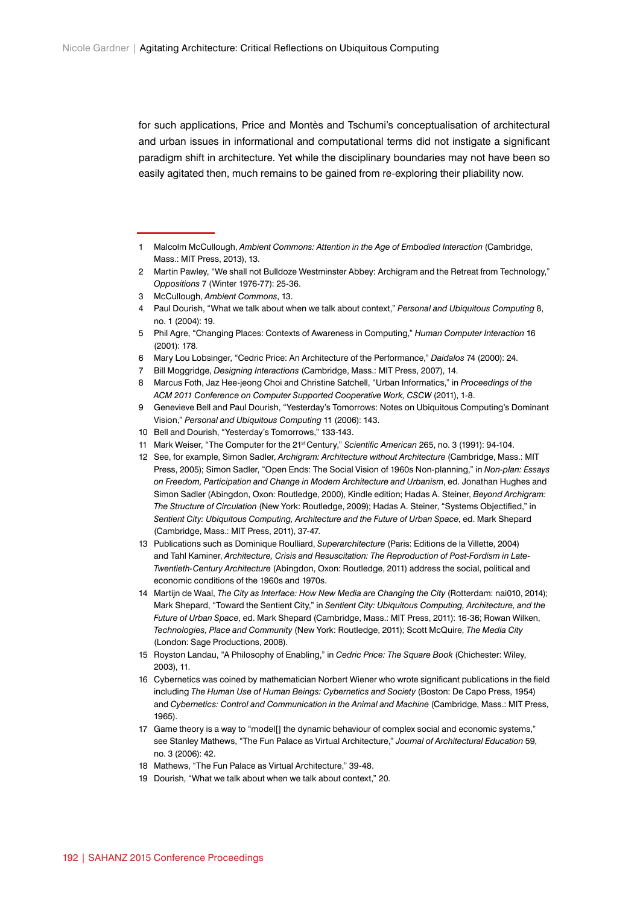for such applications, Price and Montès and Tschumi's conceptualisation of architectural and urban issues in informational and computational terms did not instigate a significant paradigm shift in architecture. Yet while the disciplinary boundaries may not have been so easily agitated then, much remains to be gained from re-exploring their pliability now.

---

1. Malcolm McCullough, *Ambient Commons: Attention in the Age of Embodied Interaction* (Cambridge, Mass.: MIT Press, 2013), 13.
2. Martin Pawley, "We shall not Bulldoze Westminster Abbey: Archigram and the Retreat from Technology," *Oppositions* 7 (Winter 1976-77): 25-36.
3. McCullough, *Ambient Commons*, 13.
4. Paul Dourish, "What we talk about when we talk about context," *Personal and Ubiquitous Computing* 8, no. 1 (2004): 19.
5. Phil Agre, "Changing Places: Contexts of Awareness in Computing," *Human Computer Interaction* 16 (2001): 178.
6. Mary Lou Lobsinger, "Cedric Price: An Architecture of the Performance," *Daidalos* 74 (2000): 24.
7. Bill Moggridge, *Designing Interactions* (Cambridge, Mass.: MIT Press, 2007), 14.
8. Marcus Foth, Jaz Hee-jeong Choi and Christine Satchell, "Urban Informatics," in *Proceedings of the ACM 2011 Conference on Computer Supported Cooperative Work, CSCW* (2011), 1-8.
9. Genevieve Bell and Paul Dourish, "Yesterday's Tomorrows: Notes on Ubiquitous Computing's Dominant Vision," *Personal and Ubiquitous Computing* 11 (2006): 143.
10. Bell and Dourish, "Yesterday's Tomorrows," 133-143.
11. Mark Weiser, "The Computer for the 21st Century," *Scientific American* 265, no. 3 (1991): 94-104.
12. See, for example, Simon Sadler, *Archigram: Architecture without Architecture* (Cambridge, Mass.: MIT Press, 2005); Simon Sadler, "Open Ends: The Social Vision of 1960s Non-planning," in *Non-plan: Essays on Freedom, Participation and Change in Modern Architecture and Urbanism*, ed. Jonathan Hughes and Simon Sadler (Abingdon, Oxon: Routledge, 2000), Kindle edition; Hadas A. Steiner, *Beyond Archigram: The Structure of Circulation* (New York: Routledge, 2009); Hadas A. Steiner, "Systems Objectified," in *Sentient City: Ubiquitous Computing, Architecture and the Future of Urban Space*, ed. Mark Shepard (Cambridge, Mass.: MIT Press, 2011), 37-47.
13. Publications such as Dominique Roulliard, *Superarchitecture* (Paris: Editions de la Villette, 2004) and Tahl Kaminer, *Architecture, Crisis and Resuscitation: The Reproduction of Post-Fordism in Late-Twentieth-Century Architecture* (Abingdon, Oxon: Routledge, 2011) address the social, political and economic conditions of the 1960s and 1970s.
14. Martijn de Waal, *The City as Interface: How New Media are Changing the City* (Rotterdam: nai010, 2014); Mark Shepard, "Toward the Sentient City," in *Sentient City: Ubiquitous Computing, Architecture, and the Future of Urban Space*, ed. Mark Shepard (Cambridge, Mass.: MIT Press, 2011): 16-36; Rowan Wilken, *Technologies, Place and Community* (New York: Routledge, 2011); Scott McQuire, *The Media City* (London: Sage Productions, 2008).
15. Royston Landau, "A Philosophy of Enabling," in *Cedric Price: The Square Book* (Chichester: Wiley, 2003), 11.
16. Cybernetics was coined by mathematician Norbert Wiener who wrote significant publications in the field including *The Human Use of Human Beings: Cybernetics and Society* (Boston: De Capo Press, 1954) and *Cybernetics: Control and Communication in the Animal and Machine* (Cambridge, Mass.: MIT Press, 1965).
17. Game theory is a way to "model[] the dynamic behaviour of complex social and economic systems," see Stanley Mathews, "The Fun Palace as Virtual Architecture," *Journal of Architectural Education* 59, no. 3 (2006): 42.
18. Mathews, "The Fun Palace as Virtual Architecture," 39-48.
19. Dourish, "What we talk about when we talk about context," 20.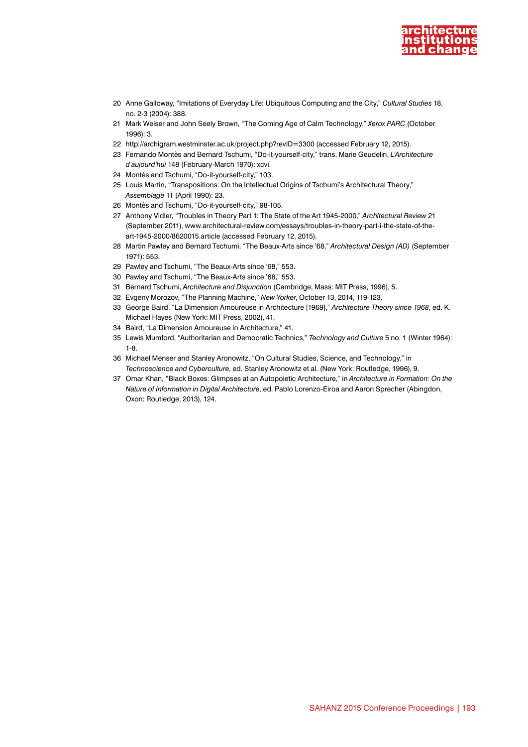20 Anne Galloway, "Imitations of Everyday Life: Ubiquitous Computing and the City," *Cultural Studies* 18, no. 2-3 (2004): 388.

21 Mark Weiser and John Seely Brown, "The Coming Age of Calm Technology," *Xerox PARC* (October 1996): 3.

22 http://archigram.westminster.ac.uk/project.php?revID=3300 (accessed February 12, 2015).

23 Fernando Montès and Bernard Tschumi, "Do-it-yourself-city," trans. Marie Geudelin, *L'Architecture d'aujourd'hui* 148 (February-March 1970): xcvi.

24 Montès and Tschumi, "Do-it-yourself-city," 103.

25 Louis Martin, "Transpositions: On the Intellectual Origins of Tschumi's Architectural Theory," *Assemblage* 11 (April 1990): 23.

26 Montès and Tschumi, "Do-it-yourself-city," 98-105.

27 Anthony Vidler, "Troubles in Theory Part 1: The State of the Art 1945-2000," *Architectural Review* 21 (September 2011), www.architectural-review.com/essays/troubles-in-theory-part-i-the-state-of-the-art-1945-2000/8620015.article (accessed February 12, 2015).

28 Martin Pawley and Bernard Tschumi, "The Beaux-Arts since '68," *Architectural Design (AD)* (September 1971): 553.

29 Pawley and Tschumi, "The Beaux-Arts since '68," 553.

30 Pawley and Tschumi, "The Beaux-Arts since '68," 553.

31 Bernard Tschumi, *Architecture and Disjunction* (Cambridge, Mass: MIT Press, 1996), 5.

32 Evgeny Morozov, "The Planning Machine," *New Yorker*, October 13, 2014, 119-123.

33 George Baird, "La Dimension Amoureuse in Architecture [1969]," *Architecture Theory since 1968*, ed. K. Michael Hayes (New York: MIT Press, 2002), 41.

34 Baird, "La Dimension Amoureuse in Architecture," 41.

35 Lewis Mumford, "Authoritarian and Democratic Technics," *Technology and Culture* 5 no. 1 (Winter 1964): 1-8.

36 Michael Menser and Stanley Aronowitz, "On Cultural Studies, Science, and Technology," in *Technoscience and Cyberculture*, ed. Stanley Aronowitz et al. (New York: Routledge, 1996), 9.

37 Omar Khan, "Black Boxes: Glimpses at an Autopoietic Architecture," in *Architecture in Formation: On the Nature of Information in Digital Architecture*, ed. Pablo Lorenzo-Eiroa and Aaron Sprecher (Abingdon, Oxon: Routledge, 2013), 124.